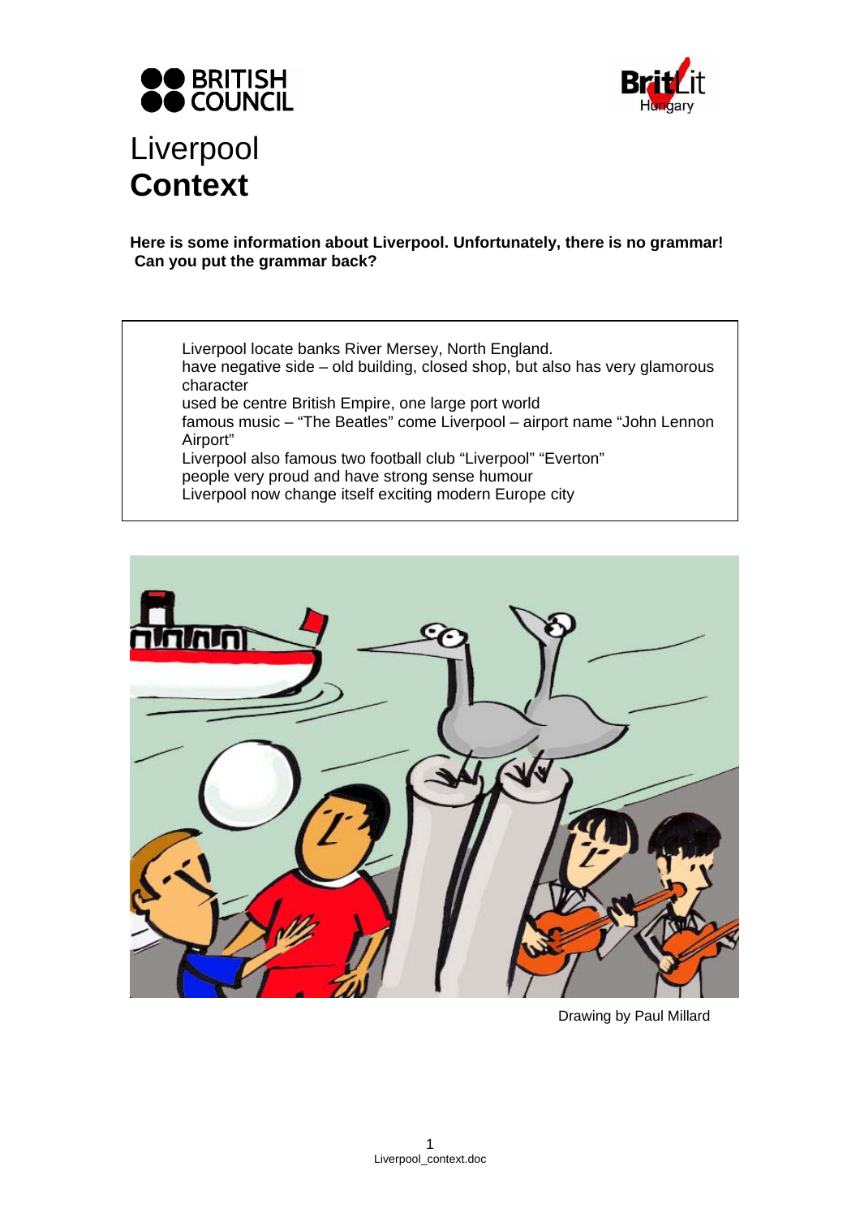# Liverpool
# **Context**

**Here is some information about Liverpool. Unfortunately, there is no grammar! Can you put the grammar back?**

Liverpool locate banks River Mersey, North England.
have negative side – old building, closed shop, but also has very glamorous character
used be centre British Empire, one large port world
famous music – "The Beatles" come Liverpool – airport name "John Lennon Airport"
Liverpool also famous two football club "Liverpool" "Everton"
people very proud and have strong sense humour
Liverpool now change itself exciting modern Europe city

Drawing by Paul Millard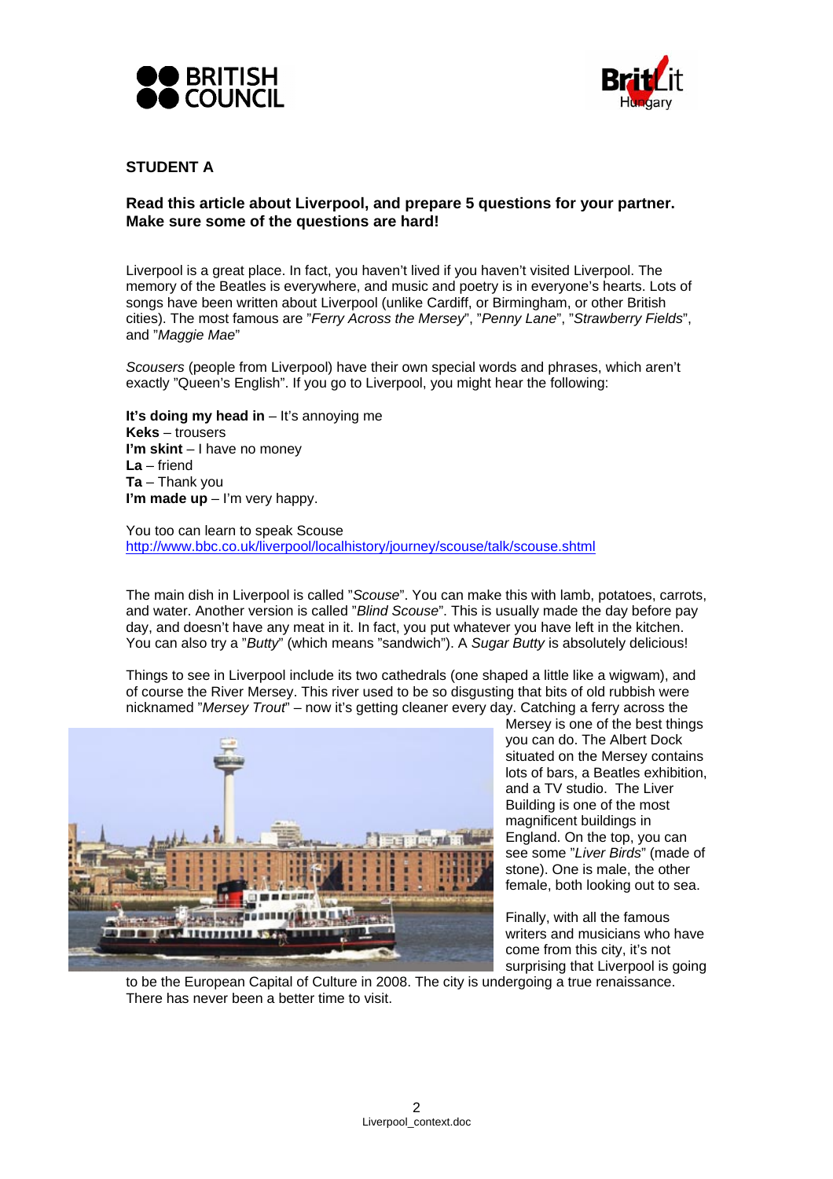## STUDENT A

**Read this article about Liverpool, and prepare 5 questions for your partner. Make sure some of the questions are hard!**

Liverpool is a great place. In fact, you haven't lived if you haven't visited Liverpool. The memory of the Beatles is everywhere, and music and poetry is in everyone's hearts. Lots of songs have been written about Liverpool (unlike Cardiff, or Birmingham, or other British cities). The most famous are "*Ferry Across the Mersey*", "*Penny Lane*", "*Strawberry Fields*", and "*Maggie Mae*"

*Scousers* (people from Liverpool) have their own special words and phrases, which aren't exactly "Queen's English". If you go to Liverpool, you might hear the following:

**It's doing my head in** – It's annoying me
**Keks** – trousers
**I'm skint** – I have no money
**La** – friend
**Ta** – Thank you
**I'm made up** – I'm very happy.

You too can learn to speak Scouse
http://www.bbc.co.uk/liverpool/localhistory/journey/scouse/talk/scouse.shtml

The main dish in Liverpool is called "*Scouse*". You can make this with lamb, potatoes, carrots, and water. Another version is called "*Blind Scouse*". This is usually made the day before pay day, and doesn't have any meat in it. In fact, you put whatever you have left in the kitchen. You can also try a "*Butty*" (which means "sandwich"). A *Sugar Butty* is absolutely delicious!

Things to see in Liverpool include its two cathedrals (one shaped a little like a wigwam), and of course the River Mersey. This river used to be so disgusting that bits of old rubbish were nicknamed "*Mersey Trout*" – now it's getting cleaner every day. Catching a ferry across the Mersey is one of the best things you can do. The Albert Dock situated on the Mersey contains lots of bars, a Beatles exhibition, and a TV studio. The Liver Building is one of the most magnificent buildings in England. On the top, you can see some "*Liver Birds*" (made of stone). One is male, the other female, both looking out to sea.

Finally, with all the famous writers and musicians who have come from this city, it's not surprising that Liverpool is going to be the European Capital of Culture in 2008. The city is undergoing a true renaissance. There has never been a better time to visit.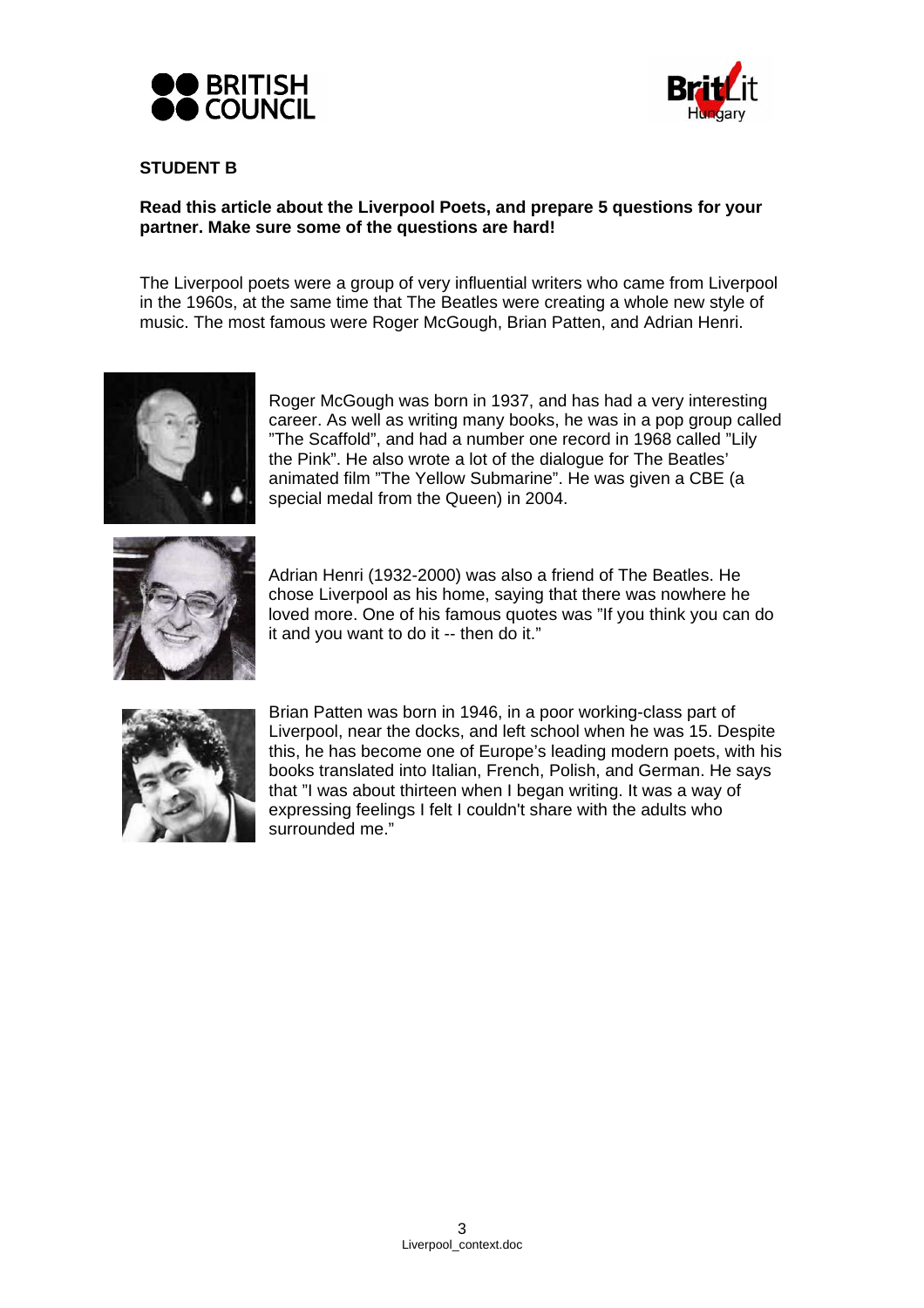**STUDENT B**

**Read this article about the Liverpool Poets, and prepare 5 questions for your partner. Make sure some of the questions are hard!**

The Liverpool poets were a group of very influential writers who came from Liverpool in the 1960s, at the same time that The Beatles were creating a whole new style of music. The most famous were Roger McGough, Brian Patten, and Adrian Henri.

Roger McGough was born in 1937, and has had a very interesting career. As well as writing many books, he was in a pop group called "The Scaffold", and had a number one record in 1968 called "Lily the Pink". He also wrote a lot of the dialogue for The Beatles' animated film "The Yellow Submarine". He was given a CBE (a special medal from the Queen) in 2004.

Adrian Henri (1932-2000) was also a friend of The Beatles. He chose Liverpool as his home, saying that there was nowhere he loved more. One of his famous quotes was "If you think you can do it and you want to do it -- then do it."

Brian Patten was born in 1946, in a poor working-class part of Liverpool, near the docks, and left school when he was 15. Despite this, he has become one of Europe's leading modern poets, with his books translated into Italian, French, Polish, and German. He says that "I was about thirteen when I began writing. It was a way of expressing feelings I felt I couldn't share with the adults who surrounded me."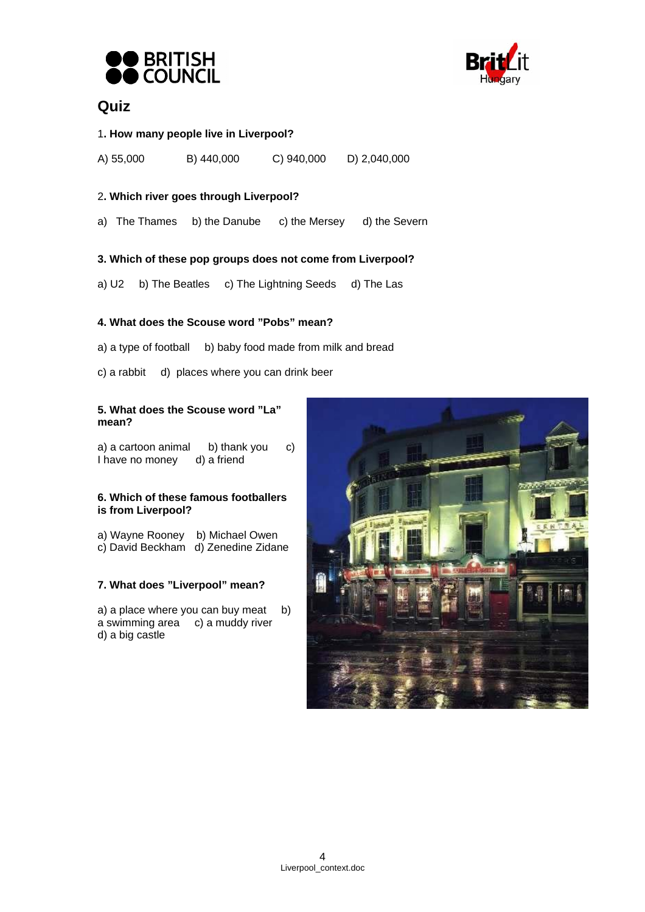## Quiz

1**. How many people live in Liverpool?**

A) 55,000 B) 440,000 C) 940,000 D) 2,040,000

2**. Which river goes through Liverpool?**

a) The Thames b) the Danube c) the Mersey d) the Severn

**3. Which of these pop groups does not come from Liverpool?**

a) U2 b) The Beatles c) The Lightning Seeds d) The Las

**4. What does the Scouse word "Pobs" mean?**

a) a type of football b) baby food made from milk and bread

c) a rabbit d) places where you can drink beer

**5. What does the Scouse word "La" mean?**

a) a cartoon animal b) thank you c) I have no money d) a friend

**6. Which of these famous footballers is from Liverpool?**

a) Wayne Rooney b) Michael Owen c) David Beckham d) Zenedine Zidane

**7. What does "Liverpool" mean?**

a) a place where you can buy meat b) a swimming area c) a muddy river d) a big castle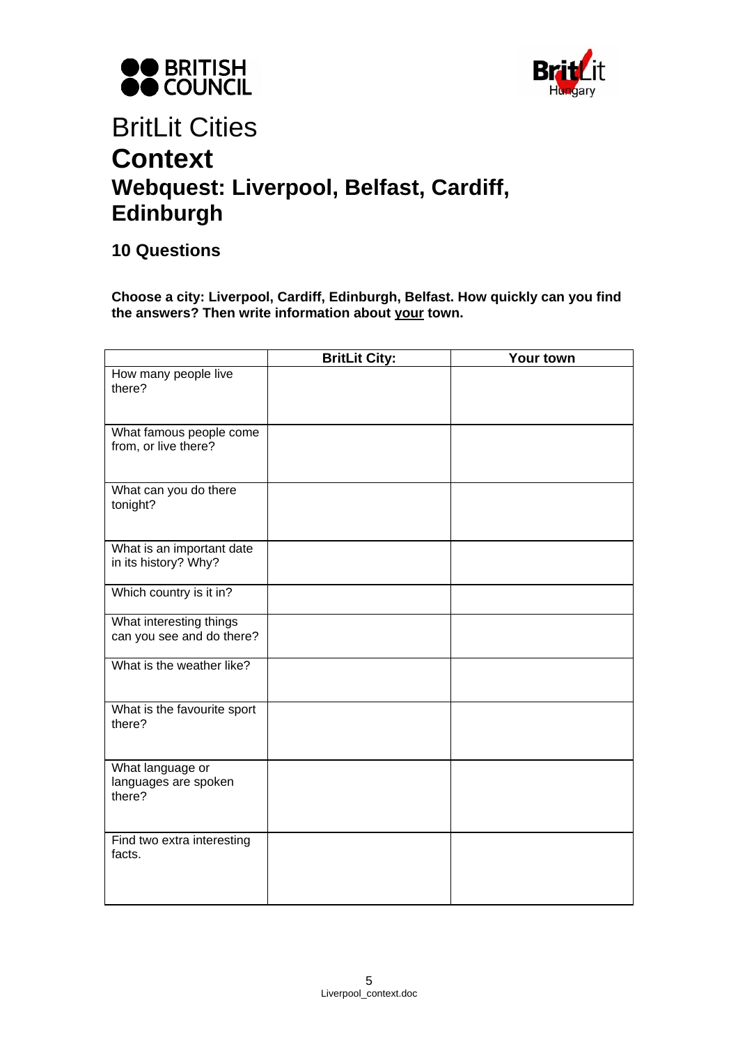BritLit Cities

# Context

# Webquest: Liverpool, Belfast, Cardiff, Edinburgh

### 10 Questions

**Choose a city: Liverpool, Cardiff, Edinburgh, Belfast. How quickly can you find the answers? Then write information about your town.**

| | **BritLit City:** | **Your town** |
|---|---|---|
| How many people live there? | | |
| What famous people come from, or live there? | | |
| What can you do there tonight? | | |
| What is an important date in its history? Why? | | |
| Which country is it in? | | |
| What interesting things can you see and do there? | | |
| What is the weather like? | | |
| What is the favourite sport there? | | |
| What language or languages are spoken there? | | |
| Find two extra interesting facts. | | |